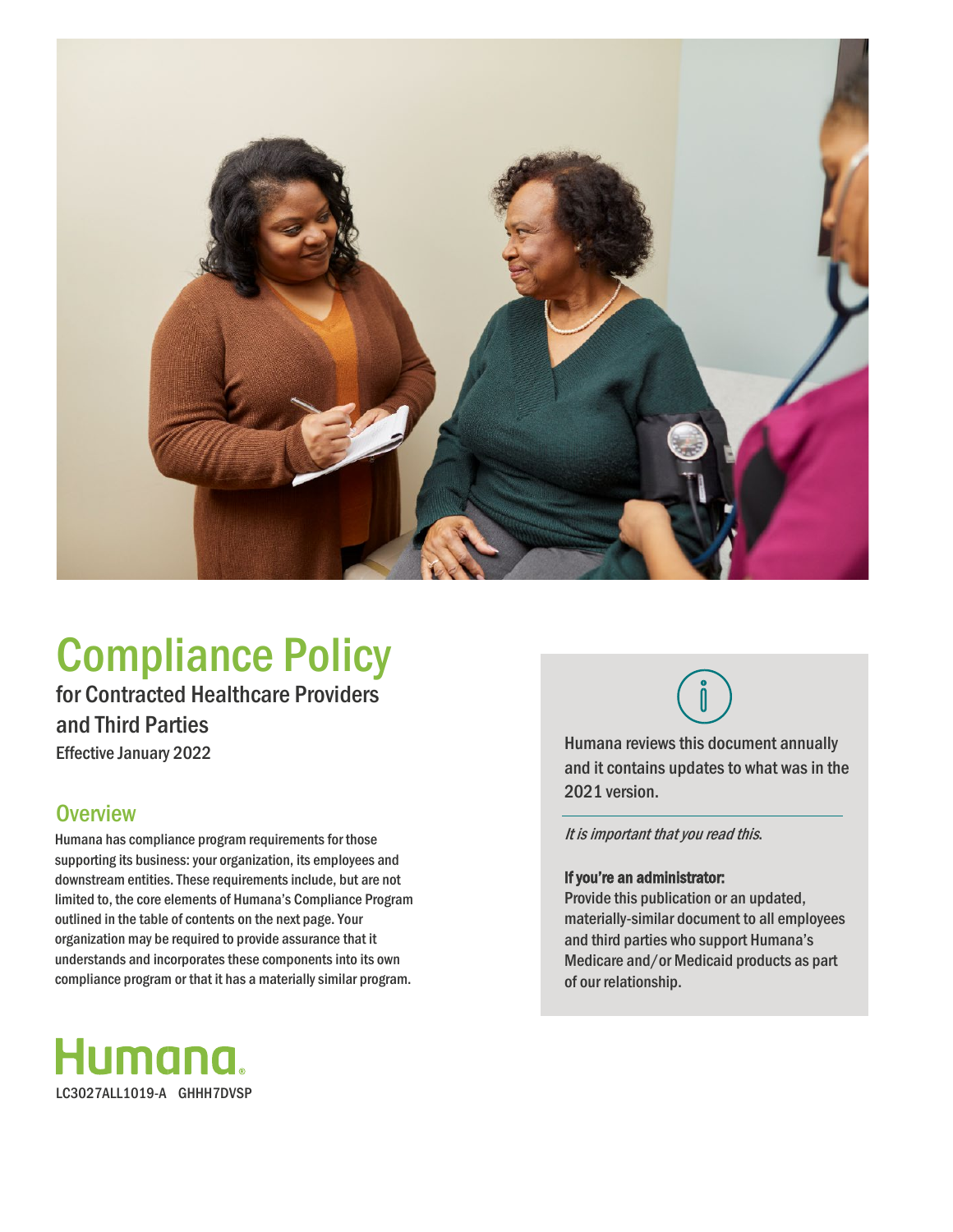# Compliance Policy

## for Contracted Healthcare Providers and Third Parties

Effective January 2022

## Overview

Humana has compliance program requirements for those supporting its business: your organization, its employees and downstream entities. These requirements include, but are not limited to, the core elements of Humana's Compliance Program outlined in the table of contents on the next page. Your organization may be required to provide assurance that it understands and incorporates these components into its own compliance program or that it has a materially similar program.

Humana reviews this document annually and it contains updates to what was in the 2021 version.

*It is important that you read this.*

**If you're an administrator:**
Provide this publication or an updated, materially-similar document to all employees and third parties who support Humana's Medicare and/or Medicaid products as part of our relationship.

Humana.

LC3027ALL1019-A GHHH7DVSP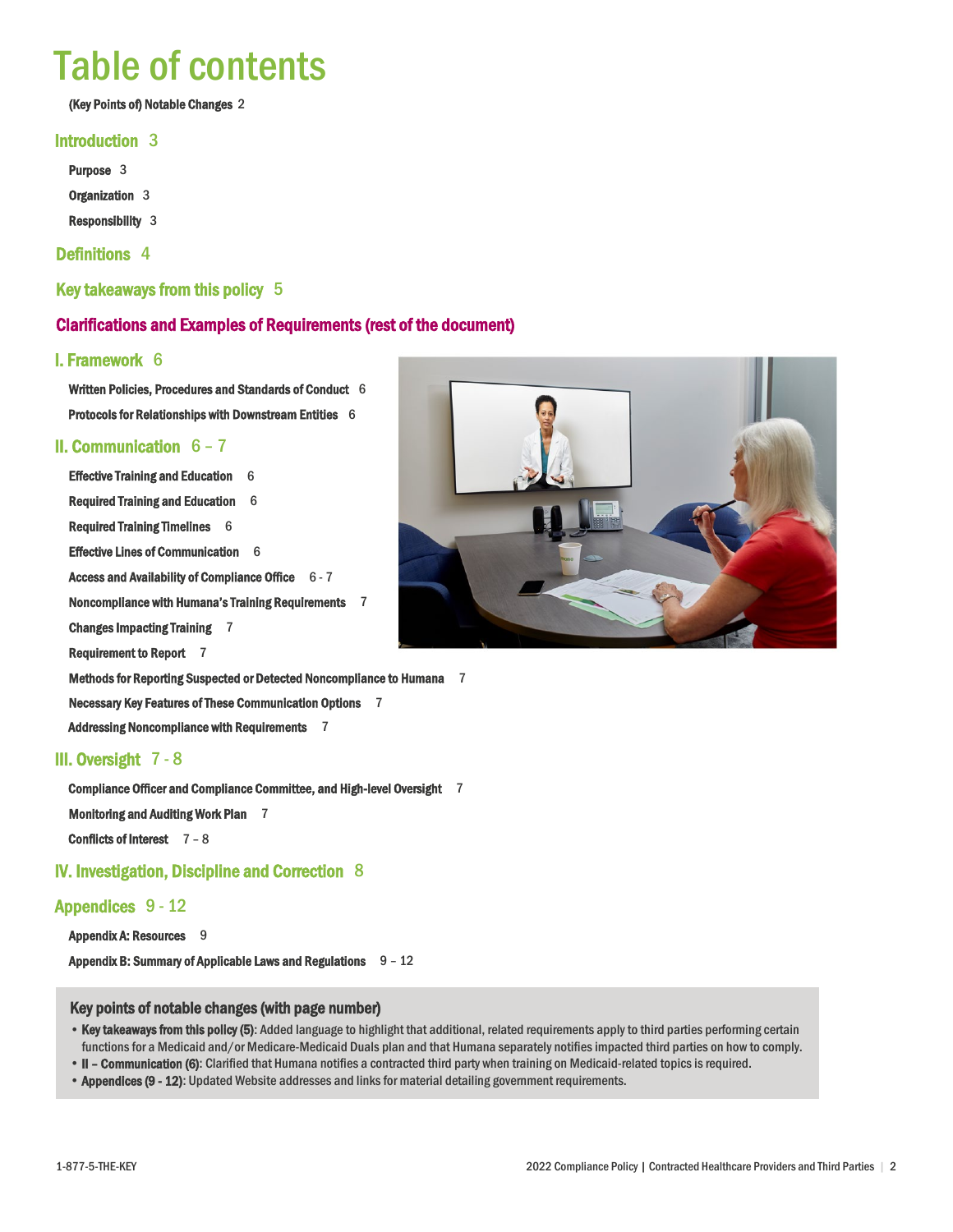# Table of contents

**(Key Points of) Notable Changes** 2

## Introduction 3

**Purpose** 3

**Organization** 3

**Responsibility** 3

## Definitions 4

## Key takeaways from this policy 5

## Clarifications and Examples of Requirements (rest of the document)

## I. Framework 6

**Written Policies, Procedures and Standards of Conduct** 6

**Protocols for Relationships with Downstream Entities** 6

## II. Communication 6 – 7

**Effective Training and Education** 6

**Required Training and Education** 6

**Required Training Timelines** 6

**Effective Lines of Communication** 6

**Access and Availability of Compliance Office** 6 - 7

**Noncompliance with Humana's Training Requirements** 7

**Changes Impacting Training** 7

**Requirement to Report** 7

**Methods for Reporting Suspected or Detected Noncompliance to Humana** 7

**Necessary Key Features of These Communication Options** 7

**Addressing Noncompliance with Requirements** 7

## III. Oversight 7 - 8

**Compliance Officer and Compliance Committee, and High-level Oversight** 7

**Monitoring and Auditing Work Plan** 7

**Conflicts of Interest** 7 – 8

## IV. Investigation, Discipline and Correction 8

## Appendices 9 - 12

**Appendix A: Resources** 9

**Appendix B: Summary of Applicable Laws and Regulations** 9 – 12

### Key points of notable changes (with page number)

- **Key takeaways from this policy (5)**: Added language to highlight that additional, related requirements apply to third parties performing certain functions for a Medicaid and/or Medicare-Medicaid Duals plan and that Humana separately notifies impacted third parties on how to comply.
- **II – Communication (6)**: Clarified that Humana notifies a contracted third party when training on Medicaid-related topics is required.
- **Appendices (9 - 12)**: Updated Website addresses and links for material detailing government requirements.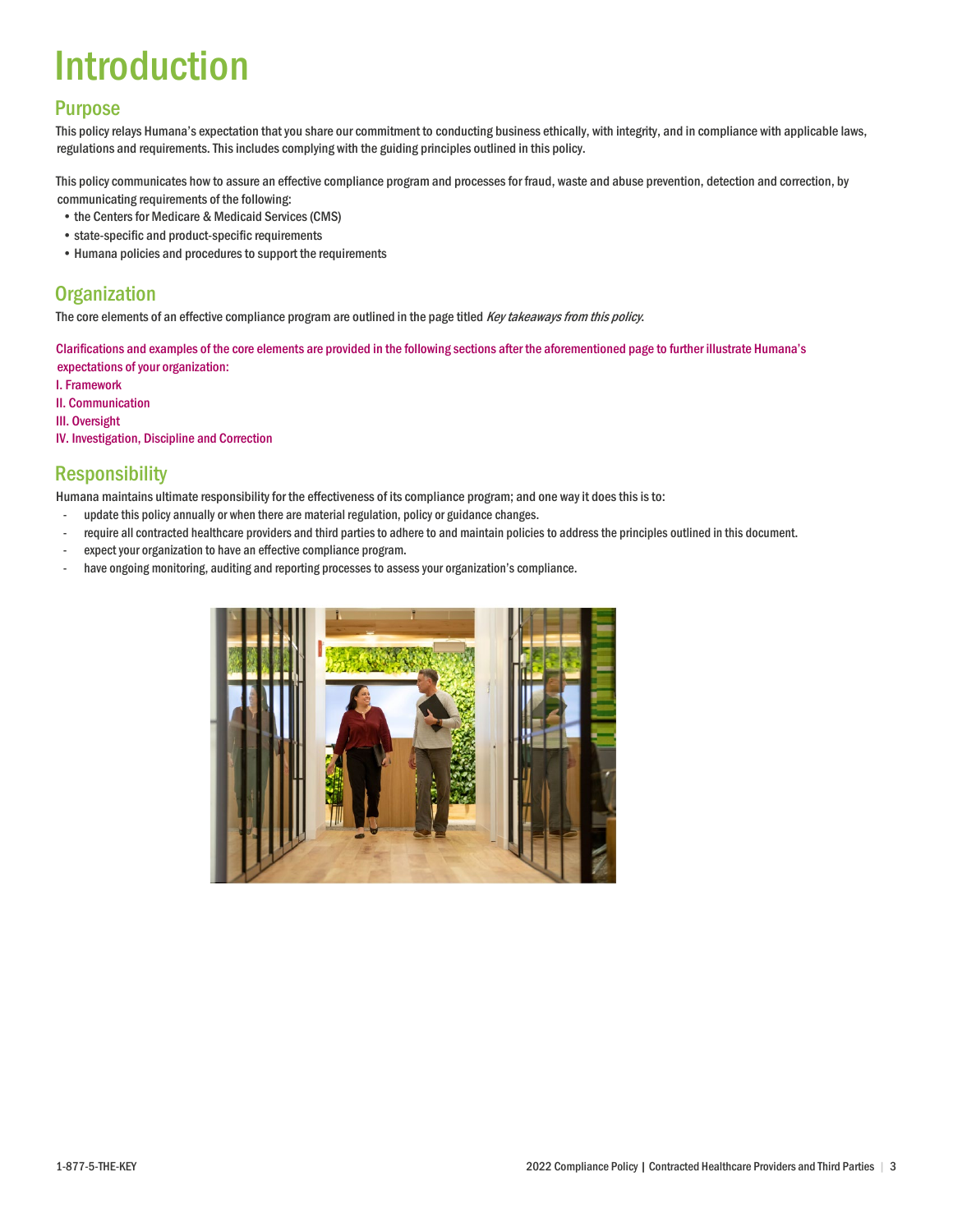# Introduction

## Purpose

This policy relays Humana's expectation that you share our commitment to conducting business ethically, with integrity, and in compliance with applicable laws, regulations and requirements. This includes complying with the guiding principles outlined in this policy.

This policy communicates how to assure an effective compliance program and processes for fraud, waste and abuse prevention, detection and correction, by communicating requirements of the following:

- the Centers for Medicare & Medicaid Services (CMS)
- state-specific and product-specific requirements
- Humana policies and procedures to support the requirements

## Organization

The core elements of an effective compliance program are outlined in the page titled *Key takeaways from this policy.*

Clarifications and examples of the core elements are provided in the following sections after the aforementioned page to further illustrate Humana's expectations of your organization:

I. Framework
II. Communication
III. Oversight
IV. Investigation, Discipline and Correction

## Responsibility

Humana maintains ultimate responsibility for the effectiveness of its compliance program; and one way it does this is to:

- update this policy annually or when there are material regulation, policy or guidance changes.
- require all contracted healthcare providers and third parties to adhere to and maintain policies to address the principles outlined in this document.
- expect your organization to have an effective compliance program.
- have ongoing monitoring, auditing and reporting processes to assess your organization's compliance.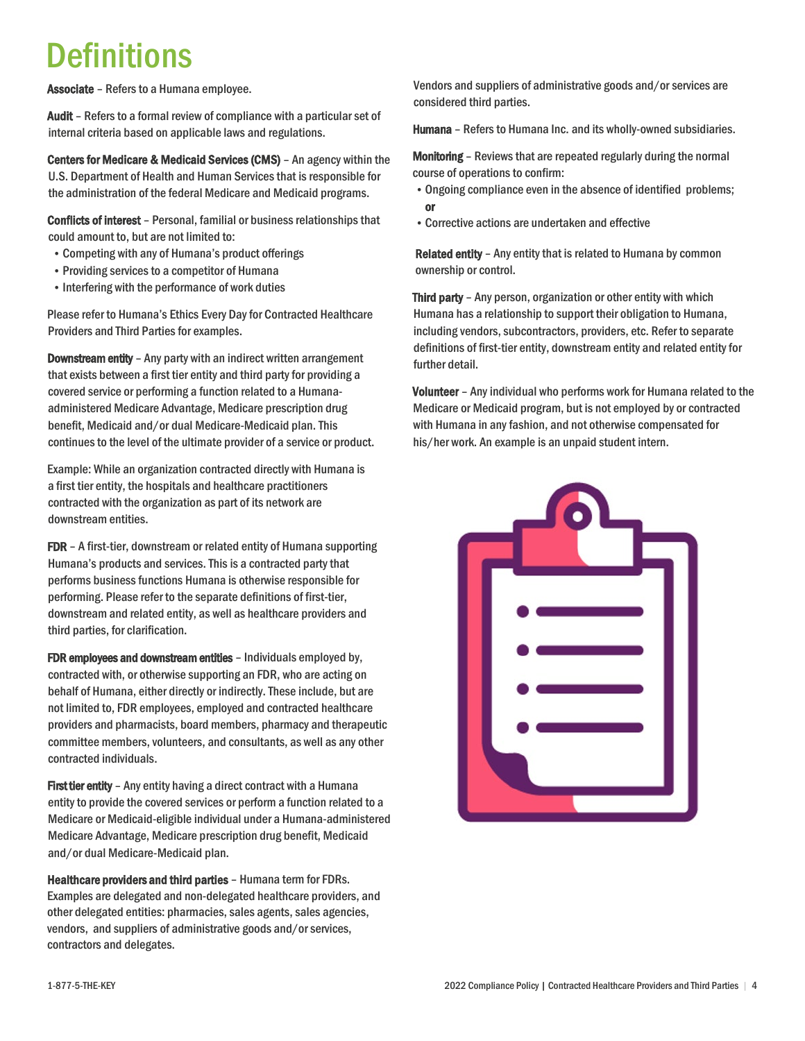# Definitions

**Associate** – Refers to a Humana employee.

**Audit** – Refers to a formal review of compliance with a particular set of internal criteria based on applicable laws and regulations.

**Centers for Medicare & Medicaid Services (CMS)** – An agency within the U.S. Department of Health and Human Services that is responsible for the administration of the federal Medicare and Medicaid programs.

**Conflicts of interest** – Personal, familial or business relationships that could amount to, but are not limited to:

- Competing with any of Humana's product offerings
- Providing services to a competitor of Humana
- Interfering with the performance of work duties

Please refer to Humana's Ethics Every Day for Contracted Healthcare Providers and Third Parties for examples.

**Downstream entity** – Any party with an indirect written arrangement that exists between a first tier entity and third party for providing a covered service or performing a function related to a Humana-administered Medicare Advantage, Medicare prescription drug benefit, Medicaid and/or dual Medicare-Medicaid plan. This continues to the level of the ultimate provider of a service or product.

Example: While an organization contracted directly with Humana is a first tier entity, the hospitals and healthcare practitioners contracted with the organization as part of its network are downstream entities.

**FDR** – A first-tier, downstream or related entity of Humana supporting Humana's products and services. This is a contracted party that performs business functions Humana is otherwise responsible for performing. Please refer to the separate definitions of first-tier, downstream and related entity, as well as healthcare providers and third parties, for clarification.

**FDR employees and downstream entities** – Individuals employed by, contracted with, or otherwise supporting an FDR, who are acting on behalf of Humana, either directly or indirectly. These include, but are not limited to, FDR employees, employed and contracted healthcare providers and pharmacists, board members, pharmacy and therapeutic committee members, volunteers, and consultants, as well as any other contracted individuals.

**First tier entity** – Any entity having a direct contract with a Humana entity to provide the covered services or perform a function related to a Medicare or Medicaid-eligible individual under a Humana-administered Medicare Advantage, Medicare prescription drug benefit, Medicaid and/or dual Medicare-Medicaid plan.

**Healthcare providers and third parties** – Humana term for FDRs. Examples are delegated and non-delegated healthcare providers, and other delegated entities: pharmacies, sales agents, sales agencies, vendors, and suppliers of administrative goods and/or services, contractors and delegates.

Vendors and suppliers of administrative goods and/or services are considered third parties.

**Humana** – Refers to Humana Inc. and its wholly-owned subsidiaries.

**Monitoring** – Reviews that are repeated regularly during the normal course of operations to confirm:

- Ongoing compliance even in the absence of identified problems; **or**
- Corrective actions are undertaken and effective

**Related entity** – Any entity that is related to Humana by common ownership or control.

**Third party** – Any person, organization or other entity with which Humana has a relationship to support their obligation to Humana, including vendors, subcontractors, providers, etc. Refer to separate definitions of first-tier entity, downstream entity and related entity for further detail.

**Volunteer** – Any individual who performs work for Humana related to the Medicare or Medicaid program, but is not employed by or contracted with Humana in any fashion, and not otherwise compensated for his/her work. An example is an unpaid student intern.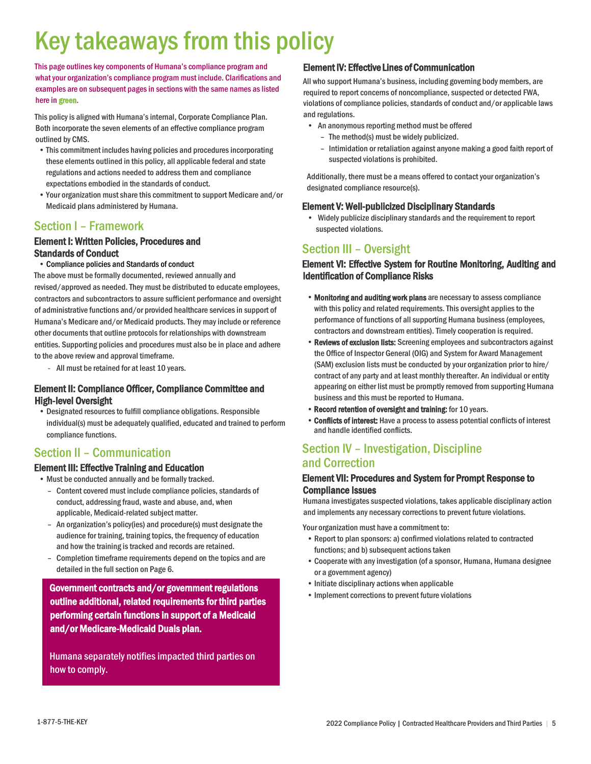# Key takeaways from this policy

This page outlines key components of Humana's compliance program and what your organization's compliance program must include. Clarifications and examples are on subsequent pages in sections with the same names as listed here in **green**.

This policy is aligned with Humana's internal, Corporate Compliance Plan. Both incorporate the seven elements of an effective compliance program outlined by CMS.

- This commitment includes having policies and procedures incorporating these elements outlined in this policy, all applicable federal and state regulations and actions needed to address them and compliance expectations embodied in the standards of conduct.
- Your organization must share this commitment to support Medicare and/or Medicaid plans administered by Humana.

## Section I – Framework

### Element I: Written Policies, Procedures and Standards of Conduct

- Compliance policies and Standards of conduct

The above must be formally documented, reviewed annually and revised/approved as needed. They must be distributed to educate employees, contractors and subcontractors to assure sufficient performance and oversight of administrative functions and/or provided healthcare services in support of Humana's Medicare and/or Medicaid products. They may include or reference other documents that outline protocols for relationships with downstream entities. Supporting policies and procedures must also be in place and adhere to the above review and approval timeframe.

- All must be retained for at least 10 years.

### Element II: Compliance Officer, Compliance Committee and High-level Oversight

- Designated resources to fulfill compliance obligations. Responsible individual(s) must be adequately qualified, educated and trained to perform compliance functions.

## Section II – Communication

### Element III: Effective Training and Education

- Must be conducted annually and be formally tracked.
  - Content covered must include compliance policies, standards of conduct, addressing fraud, waste and abuse, and, when applicable, Medicaid-related subject matter.
  - An organization's policy(ies) and procedure(s) must designate the audience for training, training topics, the frequency of education and how the training is tracked and records are retained.
  - Completion timeframe requirements depend on the topics and are detailed in the full section on Page 6.

**Government contracts and/or government regulations outline additional, related requirements for third parties performing certain functions in support of a Medicaid and/or Medicare-Medicaid Duals plan.**

Humana separately notifies impacted third parties on how to comply.

### Element IV: Effective Lines of Communication

All who support Humana's business, including governing body members, are required to report concerns of noncompliance, suspected or detected FWA, violations of compliance policies, standards of conduct and/or applicable laws and regulations.

- An anonymous reporting method must be offered
  - The method(s) must be widely publicized.
  - Intimidation or retaliation against anyone making a good faith report of suspected violations is prohibited.

Additionally, there must be a means offered to contact your organization's designated compliance resource(s).

### Element V: Well-publicized Disciplinary Standards

- Widely publicize disciplinary standards and the requirement to report suspected violations.

## Section III – Oversight

### Element VI: Effective System for Routine Monitoring, Auditing and Identification of Compliance Risks

- **Monitoring and auditing work plans** are necessary to assess compliance with this policy and related requirements. This oversight applies to the performance of functions of all supporting Humana business (employees, contractors and downstream entities). Timely cooperation is required.
- **Reviews of exclusion lists:** Screening employees and subcontractors against the Office of Inspector General (OIG) and System for Award Management (SAM) exclusion lists must be conducted by your organization prior to hire/contract of any party and at least monthly thereafter. An individual or entity appearing on either list must be promptly removed from supporting Humana business and this must be reported to Humana.
- **Record retention of oversight and training:** for 10 years.
- **Conflicts of interest:** Have a process to assess potential conflicts of interest and handle identified conflicts.

## Section IV – Investigation, Discipline and Correction

### Element VII: Procedures and System for Prompt Response to Compliance Issues

Humana investigates suspected violations, takes applicable disciplinary action and implements any necessary corrections to prevent future violations.

Your organization must have a commitment to:

- Report to plan sponsors: a) confirmed violations related to contracted functions; and b) subsequent actions taken
- Cooperate with any investigation (of a sponsor, Humana, Humana designee or a government agency)
- Initiate disciplinary actions when applicable
- Implement corrections to prevent future violations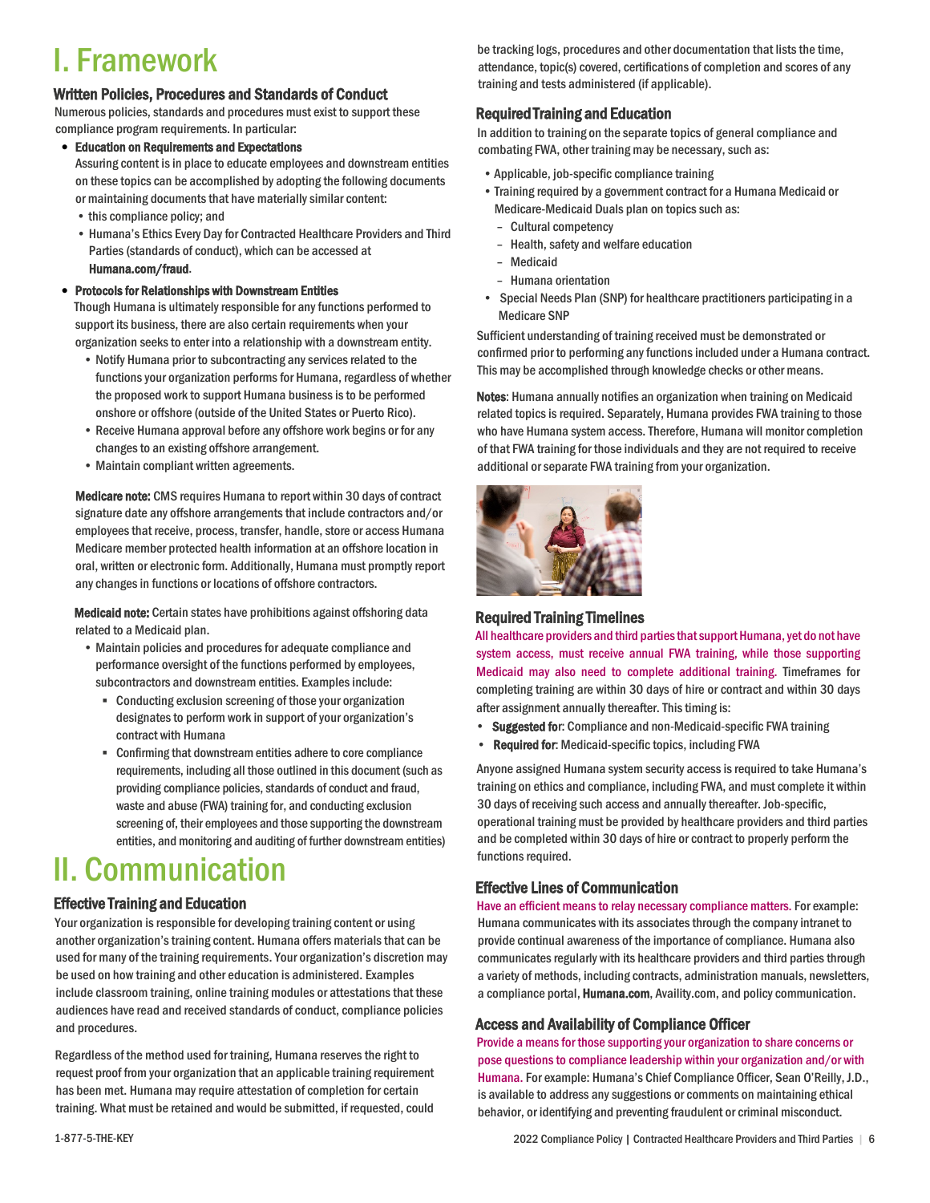# I. Framework

### Written Policies, Procedures and Standards of Conduct

Numerous policies, standards and procedures must exist to support these compliance program requirements. In particular:

- **Education on Requirements and Expectations**
  Assuring content is in place to educate employees and downstream entities on these topics can be accomplished by adopting the following documents or maintaining documents that have materially similar content:
  - this compliance policy; and
  - Humana's Ethics Every Day for Contracted Healthcare Providers and Third Parties (standards of conduct), which can be accessed at **Humana.com/fraud**.
- **Protocols for Relationships with Downstream Entities**
  Though Humana is ultimately responsible for any functions performed to support its business, there are also certain requirements when your organization seeks to enter into a relationship with a downstream entity.
  - Notify Humana prior to subcontracting any services related to the functions your organization performs for Humana, regardless of whether the proposed work to support Humana business is to be performed onshore or offshore (outside of the United States or Puerto Rico).
  - Receive Humana approval before any offshore work begins or for any changes to an existing offshore arrangement.
  - Maintain compliant written agreements.

  **Medicare note:** CMS requires Humana to report within 30 days of contract signature date any offshore arrangements that include contractors and/or employees that receive, process, transfer, handle, store or access Humana Medicare member protected health information at an offshore location in oral, written or electronic form. Additionally, Humana must promptly report any changes in functions or locations of offshore contractors.

  **Medicaid note:** Certain states have prohibitions against offshoring data related to a Medicaid plan.
  - Maintain policies and procedures for adequate compliance and performance oversight of the functions performed by employees, subcontractors and downstream entities. Examples include:
    - Conducting exclusion screening of those your organization designates to perform work in support of your organization's contract with Humana
    - Confirming that downstream entities adhere to core compliance requirements, including all those outlined in this document (such as providing compliance policies, standards of conduct and fraud, waste and abuse (FWA) training for, and conducting exclusion screening of, their employees and those supporting the downstream entities, and monitoring and auditing of further downstream entities)

# II. Communication

### Effective Training and Education

Your organization is responsible for developing training content or using another organization's training content. Humana offers materials that can be used for many of the training requirements. Your organization's discretion may be used on how training and other education is administered. Examples include classroom training, online training modules or attestations that these audiences have read and received standards of conduct, compliance policies and procedures.

Regardless of the method used for training, Humana reserves the right to request proof from your organization that an applicable training requirement has been met. Humana may require attestation of completion for certain training. What must be retained and would be submitted, if requested, could be tracking logs, procedures and other documentation that lists the time, attendance, topic(s) covered, certifications of completion and scores of any training and tests administered (if applicable).

### Required Training and Education

In addition to training on the separate topics of general compliance and combating FWA, other training may be necessary, such as:

- Applicable, job-specific compliance training
- Training required by a government contract for a Humana Medicaid or Medicare-Medicaid Duals plan on topics such as:
  - Cultural competency
  - Health, safety and welfare education
  - Medicaid
  - Humana orientation
- Special Needs Plan (SNP) for healthcare practitioners participating in a Medicare SNP

Sufficient understanding of training received must be demonstrated or confirmed prior to performing any functions included under a Humana contract. This may be accomplished through knowledge checks or other means.

**Notes**: Humana annually notifies an organization when training on Medicaid related topics is required. Separately, Humana provides FWA training to those who have Humana system access. Therefore, Humana will monitor completion of that FWA training for those individuals and they are not required to receive additional or separate FWA training from your organization.

### Required Training Timelines

All healthcare providers and third parties that support Humana, yet do not have system access, must receive annual FWA training, while those supporting Medicaid may also need to complete additional training. Timeframes for completing training are within 30 days of hire or contract and within 30 days after assignment annually thereafter. This timing is:

- **Suggested for**: Compliance and non-Medicaid-specific FWA training
- **Required for**: Medicaid-specific topics, including FWA

Anyone assigned Humana system security access is required to take Humana's training on ethics and compliance, including FWA, and must complete it within 30 days of receiving such access and annually thereafter. Job-specific, operational training must be provided by healthcare providers and third parties and be completed within 30 days of hire or contract to properly perform the functions required.

### Effective Lines of Communication

Have an efficient means to relay necessary compliance matters. For example: Humana communicates with its associates through the company intranet to provide continual awareness of the importance of compliance. Humana also communicates regularly with its healthcare providers and third parties through a variety of methods, including contracts, administration manuals, newsletters, a compliance portal, **Humana.com**, Availity.com, and policy communication.

### Access and Availability of Compliance Officer

Provide a means for those supporting your organization to share concerns or pose questions to compliance leadership within your organization and/or with Humana. For example: Humana's Chief Compliance Officer, Sean O'Reilly, J.D., is available to address any suggestions or comments on maintaining ethical behavior, or identifying and preventing fraudulent or criminal misconduct.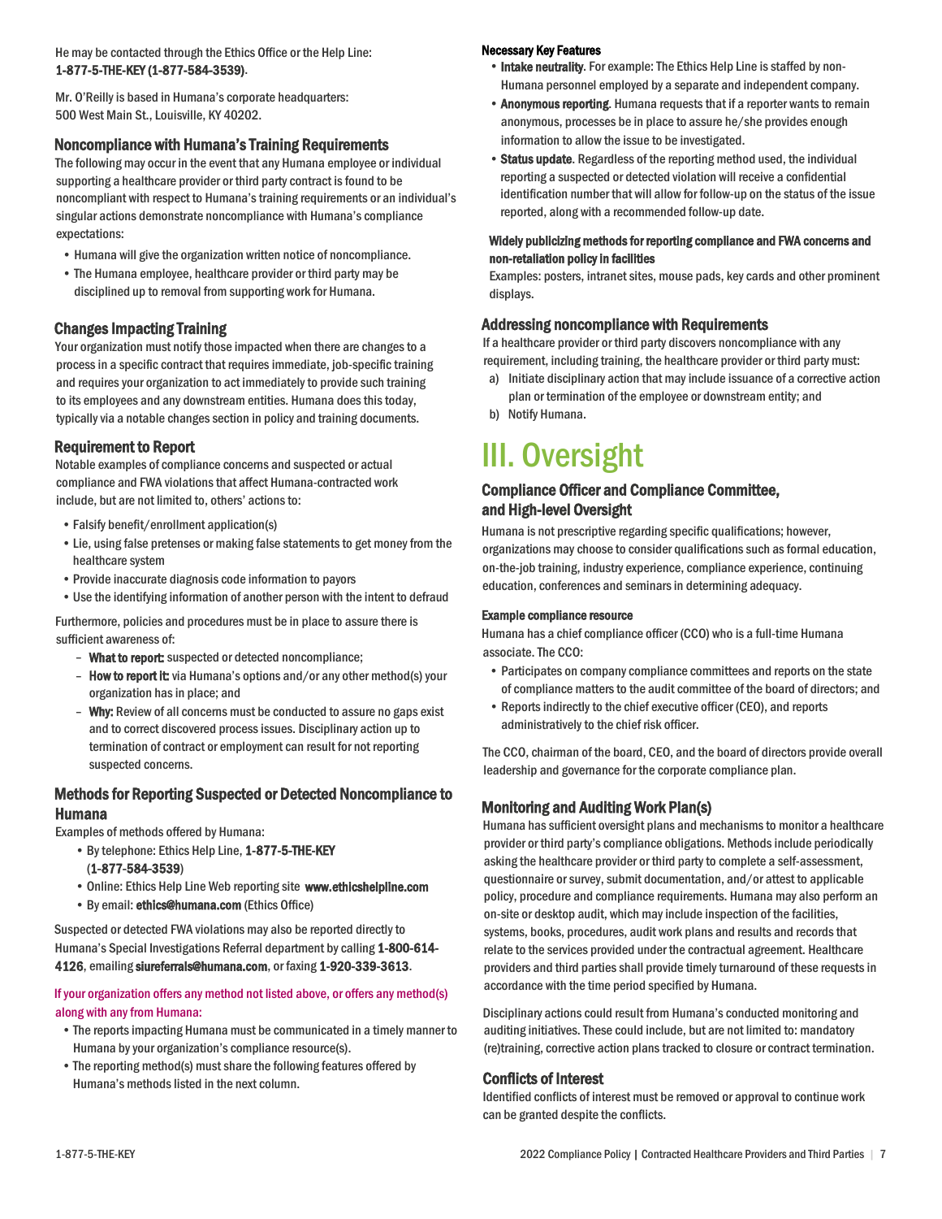He may be contacted through the Ethics Office or the Help Line: **1-877-5-THE-KEY (1-877-584-3539)**.

Mr. O'Reilly is based in Humana's corporate headquarters: 500 West Main St., Louisville, KY 40202.

### Noncompliance with Humana's Training Requirements

The following may occur in the event that any Humana employee or individual supporting a healthcare provider or third party contract is found to be noncompliant with respect to Humana's training requirements or an individual's singular actions demonstrate noncompliance with Humana's compliance expectations:

- Humana will give the organization written notice of noncompliance.
- The Humana employee, healthcare provider or third party may be disciplined up to removal from supporting work for Humana.

### Changes Impacting Training

Your organization must notify those impacted when there are changes to a process in a specific contract that requires immediate, job-specific training and requires your organization to act immediately to provide such training to its employees and any downstream entities. Humana does this today, typically via a notable changes section in policy and training documents.

### Requirement to Report

Notable examples of compliance concerns and suspected or actual compliance and FWA violations that affect Humana-contracted work include, but are not limited to, others' actions to:

- Falsify benefit/enrollment application(s)
- Lie, using false pretenses or making false statements to get money from the healthcare system
- Provide inaccurate diagnosis code information to payors
- Use the identifying information of another person with the intent to defraud

Furthermore, policies and procedures must be in place to assure there is sufficient awareness of:

- **What to report:** suspected or detected noncompliance;
- **How to report it:** via Humana's options and/or any other method(s) your organization has in place; and
- **Why:** Review of all concerns must be conducted to assure no gaps exist and to correct discovered process issues. Disciplinary action up to termination of contract or employment can result for not reporting suspected concerns.

### Methods for Reporting Suspected or Detected Noncompliance to Humana

Examples of methods offered by Humana:

- By telephone: Ethics Help Line, **1-877-5-THE-KEY (1-877-584-3539)**
- Online: Ethics Help Line Web reporting site **www.ethicshelpline.com**
- By email: **ethics@humana.com** (Ethics Office)

Suspected or detected FWA violations may also be reported directly to Humana's Special Investigations Referral department by calling **1-800-614-4126**, emailing **siureferrals@humana.com**, or faxing **1-920-339-3613**.

If your organization offers any method not listed above, or offers any method(s) along with any from Humana:

- The reports impacting Humana must be communicated in a timely manner to Humana by your organization's compliance resource(s).
- The reporting method(s) must share the following features offered by Humana's methods listed in the next column.

#### Necessary Key Features

- **Intake neutrality**. For example: The Ethics Help Line is staffed by non-Humana personnel employed by a separate and independent company.
- **Anonymous reporting**. Humana requests that if a reporter wants to remain anonymous, processes be in place to assure he/she provides enough information to allow the issue to be investigated.
- **Status update**. Regardless of the reporting method used, the individual reporting a suspected or detected violation will receive a confidential identification number that will allow for follow-up on the status of the issue reported, along with a recommended follow-up date.

#### Widely publicizing methods for reporting compliance and FWA concerns and non-retaliation policy in facilities

Examples: posters, intranet sites, mouse pads, key cards and other prominent displays.

### Addressing noncompliance with Requirements

If a healthcare provider or third party discovers noncompliance with any requirement, including training, the healthcare provider or third party must:

a) Initiate disciplinary action that may include issuance of a corrective action plan or termination of the employee or downstream entity; and
b) Notify Humana.

# III. Oversight

### Compliance Officer and Compliance Committee, and High-level Oversight

Humana is not prescriptive regarding specific qualifications; however, organizations may choose to consider qualifications such as formal education, on-the-job training, industry experience, compliance experience, continuing education, conferences and seminars in determining adequacy.

#### Example compliance resource

Humana has a chief compliance officer (CCO) who is a full-time Humana associate. The CCO:

- Participates on company compliance committees and reports on the state of compliance matters to the audit committee of the board of directors; and
- Reports indirectly to the chief executive officer (CEO), and reports administratively to the chief risk officer.

The CCO, chairman of the board, CEO, and the board of directors provide overall leadership and governance for the corporate compliance plan.

### Monitoring and Auditing Work Plan(s)

Humana has sufficient oversight plans and mechanisms to monitor a healthcare provider or third party's compliance obligations. Methods include periodically asking the healthcare provider or third party to complete a self-assessment, questionnaire or survey, submit documentation, and/or attest to applicable policy, procedure and compliance requirements. Humana may also perform an on-site or desktop audit, which may include inspection of the facilities, systems, books, procedures, audit work plans and results and records that relate to the services provided under the contractual agreement. Healthcare providers and third parties shall provide timely turnaround of these requests in accordance with the time period specified by Humana.

Disciplinary actions could result from Humana's conducted monitoring and auditing initiatives. These could include, but are not limited to: mandatory (re)training, corrective action plans tracked to closure or contract termination.

### Conflicts of Interest

Identified conflicts of interest must be removed or approval to continue work can be granted despite the conflicts.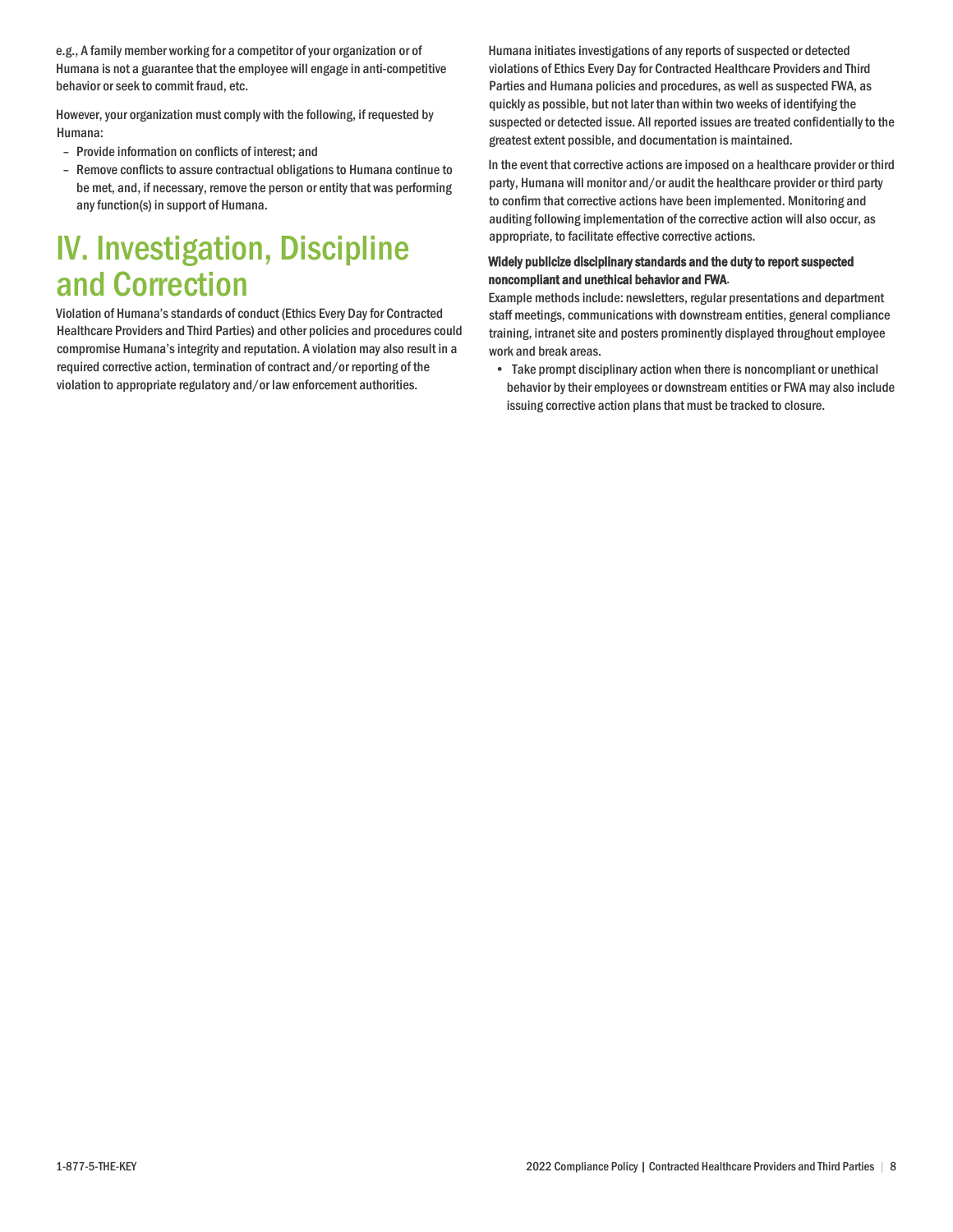e.g., A family member working for a competitor of your organization or of Humana is not a guarantee that the employee will engage in anti-competitive behavior or seek to commit fraud, etc.

However, your organization must comply with the following, if requested by Humana:

- Provide information on conflicts of interest; and
- Remove conflicts to assure contractual obligations to Humana continue to be met, and, if necessary, remove the person or entity that was performing any function(s) in support of Humana.

# IV. Investigation, Discipline and Correction

Violation of Humana's standards of conduct (Ethics Every Day for Contracted Healthcare Providers and Third Parties) and other policies and procedures could compromise Humana's integrity and reputation. A violation may also result in a required corrective action, termination of contract and/or reporting of the violation to appropriate regulatory and/or law enforcement authorities.

Humana initiates investigations of any reports of suspected or detected violations of Ethics Every Day for Contracted Healthcare Providers and Third Parties and Humana policies and procedures, as well as suspected FWA, as quickly as possible, but not later than within two weeks of identifying the suspected or detected issue. All reported issues are treated confidentially to the greatest extent possible, and documentation is maintained.

In the event that corrective actions are imposed on a healthcare provider or third party, Humana will monitor and/or audit the healthcare provider or third party to confirm that corrective actions have been implemented. Monitoring and auditing following implementation of the corrective action will also occur, as appropriate, to facilitate effective corrective actions.

**Widely publicize disciplinary standards and the duty to report suspected noncompliant and unethical behavior and FWA**.
Example methods include: newsletters, regular presentations and department staff meetings, communications with downstream entities, general compliance training, intranet site and posters prominently displayed throughout employee work and break areas.

- Take prompt disciplinary action when there is noncompliant or unethical behavior by their employees or downstream entities or FWA may also include issuing corrective action plans that must be tracked to closure.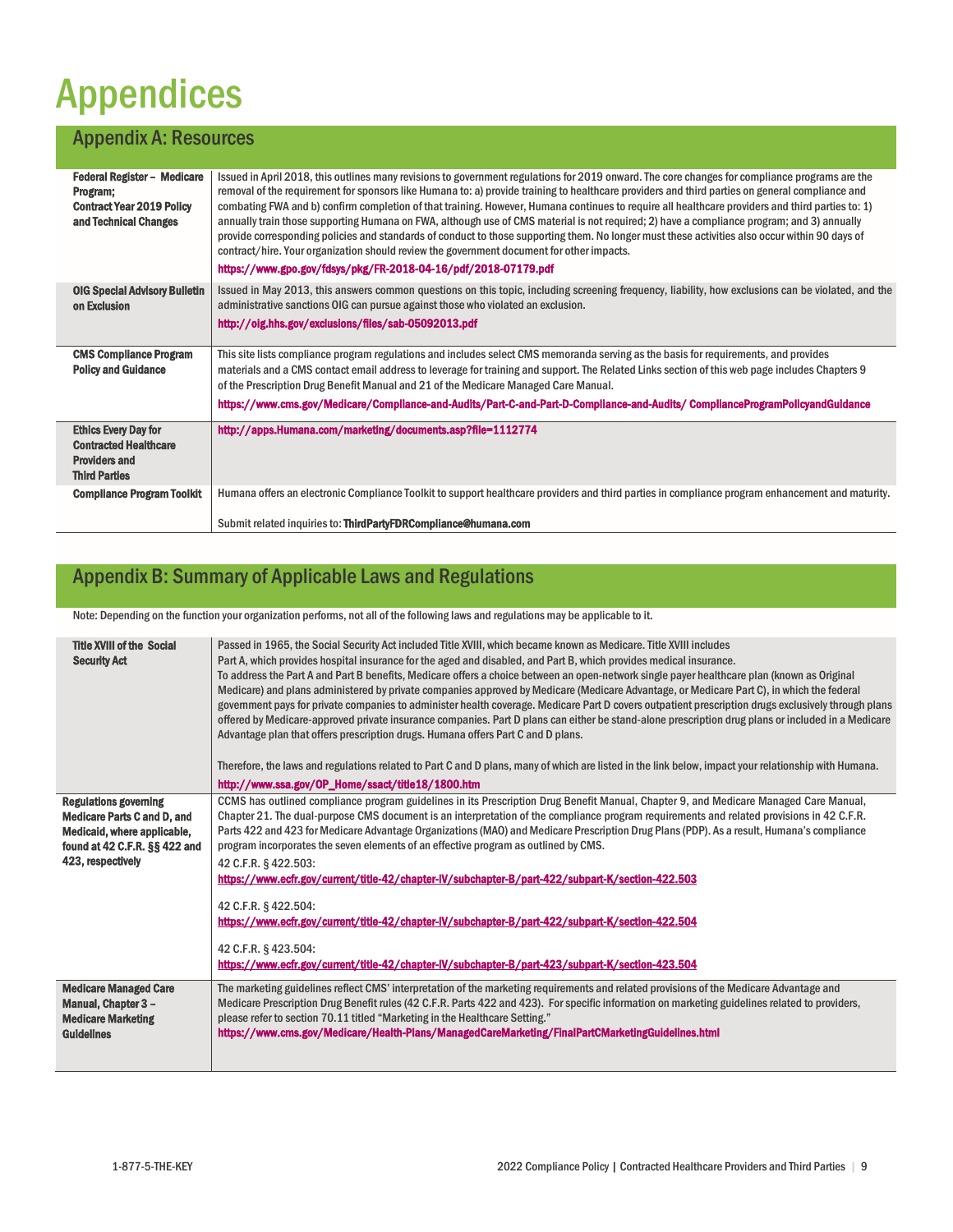# Appendices

## Appendix A: Resources

| | |
|---|---|
| **Federal Register – Medicare Program; Contract Year 2019 Policy and Technical Changes** | Issued in April 2018, this outlines many revisions to government regulations for 2019 onward. The core changes for compliance programs are the removal of the requirement for sponsors like Humana to: a) provide training to healthcare providers and third parties on general compliance and combating FWA and b) confirm completion of that training. However, Humana continues to require all healthcare providers and third parties to: 1) annually train those supporting Humana on FWA, although use of CMS material is not required; 2) have a compliance program; and 3) annually provide corresponding policies and standards of conduct to those supporting them. No longer must these activities also occur within 90 days of contract/hire. Your organization should review the government document for other impacts.<br>https://www.gpo.gov/fdsys/pkg/FR-2018-04-16/pdf/2018-07179.pdf |
| **OIG Special Advisory Bulletin on Exclusion** | Issued in May 2013, this answers common questions on this topic, including screening frequency, liability, how exclusions can be violated, and the administrative sanctions OIG can pursue against those who violated an exclusion.<br>http://oig.hhs.gov/exclusions/files/sab-05092013.pdf |
| **CMS Compliance Program Policy and Guidance** | This site lists compliance program regulations and includes select CMS memoranda serving as the basis for requirements, and provides materials and a CMS contact email address to leverage for training and support. The Related Links section of this web page includes Chapters 9 of the Prescription Drug Benefit Manual and 21 of the Medicare Managed Care Manual.<br>https://www.cms.gov/Medicare/Compliance-and-Audits/Part-C-and-Part-D-Compliance-and-Audits/ ComplianceProgramPolicyandGuidance |
| **Ethics Every Day for Contracted Healthcare Providers and Third Parties** | http://apps.Humana.com/marketing/documents.asp?file=1112774 |
| **Compliance Program Toolkit** | Humana offers an electronic Compliance Toolkit to support healthcare providers and third parties in compliance program enhancement and maturity.<br><br>Submit related inquiries to: ThirdPartyFDRCompliance@humana.com |

## Appendix B: Summary of Applicable Laws and Regulations

Note: Depending on the function your organization performs, not all of the following laws and regulations may be applicable to it.

| | |
|---|---|
| **Title XVIII of the Social Security Act** | Passed in 1965, the Social Security Act included Title XVIII, which became known as Medicare. Title XVIII includes Part A, which provides hospital insurance for the aged and disabled, and Part B, which provides medical insurance. To address the Part A and Part B benefits, Medicare offers a choice between an open-network single payer healthcare plan (known as Original Medicare) and plans administered by private companies approved by Medicare (Medicare Advantage, or Medicare Part C), in which the federal government pays for private companies to administer health coverage. Medicare Part D covers outpatient prescription drugs exclusively through plans offered by Medicare-approved private insurance companies. Part D plans can either be stand-alone prescription drug plans or included in a Medicare Advantage plan that offers prescription drugs. Humana offers Part C and D plans.<br><br>Therefore, the laws and regulations related to Part C and D plans, many of which are listed in the link below, impact your relationship with Humana.<br>http://www.ssa.gov/OP_Home/ssact/title18/1800.htm |
| **Regulations governing Medicare Parts C and D, and Medicaid, where applicable, found at 42 C.F.R. §§ 422 and 423, respectively** | CCMS has outlined compliance program guidelines in its Prescription Drug Benefit Manual, Chapter 9, and Medicare Managed Care Manual, Chapter 21. The dual-purpose CMS document is an interpretation of the compliance program requirements and related provisions in 42 C.F.R. Parts 422 and 423 for Medicare Advantage Organizations (MAO) and Medicare Prescription Drug Plans (PDP). As a result, Humana's compliance program incorporates the seven elements of an effective program as outlined by CMS.<br>42 C.F.R. § 422.503:<br>https://www.ecfr.gov/current/title-42/chapter-IV/subchapter-B/part-422/subpart-K/section-422.503<br><br>42 C.F.R. § 422.504:<br>https://www.ecfr.gov/current/title-42/chapter-IV/subchapter-B/part-422/subpart-K/section-422.504<br><br>42 C.F.R. § 423.504:<br>https://www.ecfr.gov/current/title-42/chapter-IV/subchapter-B/part-423/subpart-K/section-423.504 |
| **Medicare Managed Care Manual, Chapter 3 – Medicare Marketing Guidelines** | The marketing guidelines reflect CMS' interpretation of the marketing requirements and related provisions of the Medicare Advantage and Medicare Prescription Drug Benefit rules (42 C.F.R. Parts 422 and 423). For specific information on marketing guidelines related to providers, please refer to section 70.11 titled "Marketing in the Healthcare Setting."<br>https://www.cms.gov/Medicare/Health-Plans/ManagedCareMarketing/FinalPartCMarketingGuidelines.html |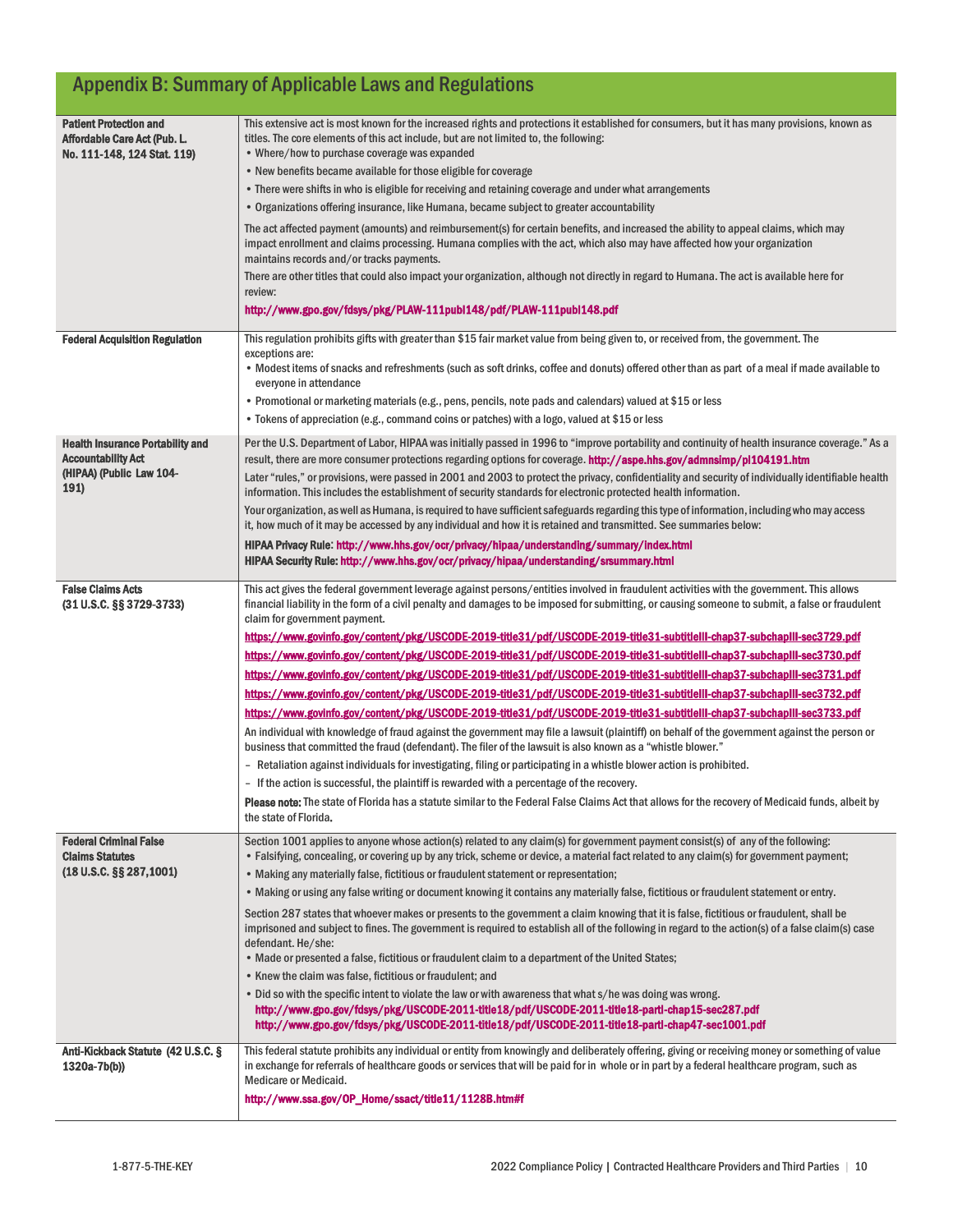## Appendix B: Summary of Applicable Laws and Regulations

| Law / Regulation | Summary |
|---|---|
| **Patient Protection and Affordable Care Act (Pub. L. No. 111-148, 124 Stat. 119)** | This extensive act is most known for the increased rights and protections it established for consumers, but it has many provisions, known as titles. The core elements of this act include, but are not limited to, the following:<br>• Where/how to purchase coverage was expanded<br>• New benefits became available for those eligible for coverage<br>• There were shifts in who is eligible for receiving and retaining coverage and under what arrangements<br>• Organizations offering insurance, like Humana, became subject to greater accountability<br>The act affected payment (amounts) and reimbursement(s) for certain benefits, and increased the ability to appeal claims, which may impact enrollment and claims processing. Humana complies with the act, which also may have affected how your organization maintains records and/or tracks payments.<br>There are other titles that could also impact your organization, although not directly in regard to Humana. The act is available here for review:<br>http://www.gpo.gov/fdsys/pkg/PLAW-111publ148/pdf/PLAW-111publ148.pdf |
| **Federal Acquisition Regulation** | This regulation prohibits gifts with greater than $15 fair market value from being given to, or received from, the government. The exceptions are:<br>• Modest items of snacks and refreshments (such as soft drinks, coffee and donuts) offered other than as part of a meal if made available to everyone in attendance<br>• Promotional or marketing materials (e.g., pens, pencils, note pads and calendars) valued at $15 or less<br>• Tokens of appreciation (e.g., command coins or patches) with a logo, valued at $15 or less |
| **Health Insurance Portability and Accountability Act (HIPAA) (Public Law 104-191)** | Per the U.S. Department of Labor, HIPAA was initially passed in 1996 to "improve portability and continuity of health insurance coverage." As a result, there are more consumer protections regarding options for coverage. http://aspe.hhs.gov/admnsimp/pl104191.htm<br>Later "rules," or provisions, were passed in 2001 and 2003 to protect the privacy, confidentiality and security of individually identifiable health information. This includes the establishment of security standards for electronic protected health information.<br>Your organization, as well as Humana, is required to have sufficient safeguards regarding this type of information, including who may access it, how much of it may be accessed by any individual and how it is retained and transmitted. See summaries below:<br>**HIPAA Privacy Rule**: http://www.hhs.gov/ocr/privacy/hipaa/understanding/summary/index.html<br>**HIPAA Security Rule**: http://www.hhs.gov/ocr/privacy/hipaa/understanding/srsummary.html |
| **False Claims Acts (31 U.S.C. §§ 3729-3733)** | This act gives the federal government leverage against persons/entities involved in fraudulent activities with the government. This allows financial liability in the form of a civil penalty and damages to be imposed for submitting, or causing someone to submit, a false or fraudulent claim for government payment.<br>https://www.govinfo.gov/content/pkg/USCODE-2019-title31/pdf/USCODE-2019-title31-subtitleIII-chap37-subchapIII-sec3729.pdf<br>https://www.govinfo.gov/content/pkg/USCODE-2019-title31/pdf/USCODE-2019-title31-subtitleIII-chap37-subchapIII-sec3730.pdf<br>https://www.govinfo.gov/content/pkg/USCODE-2019-title31/pdf/USCODE-2019-title31-subtitleIII-chap37-subchapIII-sec3731.pdf<br>https://www.govinfo.gov/content/pkg/USCODE-2019-title31/pdf/USCODE-2019-title31-subtitleIII-chap37-subchapIII-sec3732.pdf<br>https://www.govinfo.gov/content/pkg/USCODE-2019-title31/pdf/USCODE-2019-title31-subtitleIII-chap37-subchapIII-sec3733.pdf<br>An individual with knowledge of fraud against the government may file a lawsuit (plaintiff) on behalf of the government against the person or business that committed the fraud (defendant). The filer of the lawsuit is also known as a "whistle blower."<br>– Retaliation against individuals for investigating, filing or participating in a whistle blower action is prohibited.<br>– If the action is successful, the plaintiff is rewarded with a percentage of the recovery.<br>**Please note:** The state of Florida has a statute similar to the Federal False Claims Act that allows for the recovery of Medicaid funds, albeit by the state of Florida. |
| **Federal Criminal False Claims Statutes (18 U.S.C. §§ 287,1001)** | Section 1001 applies to anyone whose action(s) related to any claim(s) for government payment consist(s) of any of the following:<br>• Falsifying, concealing, or covering up by any trick, scheme or device, a material fact related to any claim(s) for government payment;<br>• Making any materially false, fictitious or fraudulent statement or representation;<br>• Making or using any false writing or document knowing it contains any materially false, fictitious or fraudulent statement or entry.<br>Section 287 states that whoever makes or presents to the government a claim knowing that it is false, fictitious or fraudulent, shall be imprisoned and subject to fines. The government is required to establish all of the following in regard to the action(s) of a false claim(s) case defendant. He/she:<br>• Made or presented a false, fictitious or fraudulent claim to a department of the United States;<br>• Knew the claim was false, fictitious or fraudulent; and<br>• Did so with the specific intent to violate the law or with awareness that what s/he was doing was wrong.<br>http://www.gpo.gov/fdsys/pkg/USCODE-2011-title18/pdf/USCODE-2011-title18-partI-chap15-sec287.pdf<br>http://www.gpo.gov/fdsys/pkg/USCODE-2011-title18/pdf/USCODE-2011-title18-partI-chap47-sec1001.pdf |
| **Anti-Kickback Statute (42 U.S.C. § 1320a-7b(b))** | This federal statute prohibits any individual or entity from knowingly and deliberately offering, giving or receiving money or something of value in exchange for referrals of healthcare goods or services that will be paid for in whole or in part by a federal healthcare program, such as Medicare or Medicaid.<br>http://www.ssa.gov/OP_Home/ssact/title11/1128B.htm#f |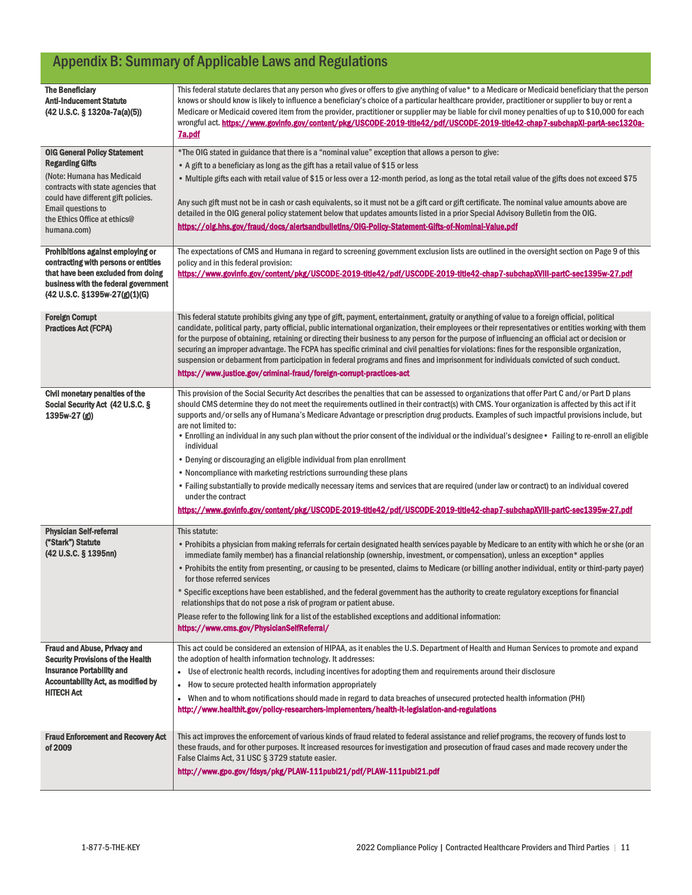## Appendix B: Summary of Applicable Laws and Regulations

| | |
|---|---|
| **The Beneficiary Anti-Inducement Statute (42 U.S.C. § 1320a-7a(a)(5))** | This federal statute declares that any person who gives or offers to give anything of value* to a Medicare or Medicaid beneficiary that the person knows or should know is likely to influence a beneficiary's choice of a particular healthcare provider, practitioner or supplier to buy or rent a Medicare or Medicaid covered item from the provider, practitioner or supplier may be liable for civil money penalties of up to $10,000 for each wrongful act. https://www.govinfo.gov/content/pkg/USCODE-2019-title42/pdf/USCODE-2019-title42-chap7-subchapXI-partA-sec1320a-7a.pdf |
| **OIG General Policy Statement Regarding Gifts** (Note: Humana has Medicaid contracts with state agencies that could have different gift policies. Email questions to the Ethics Office at ethics@humana.com) | *The OIG stated in guidance that there is a "nominal value" exception that allows a person to give:<br>• A gift to a beneficiary as long as the gift has a retail value of $15 or less<br>• Multiple gifts each with retail value of $15 or less over a 12-month period, as long as the total retail value of the gifts does not exceed $75<br><br>Any such gift must not be in cash or cash equivalents, so it must not be a gift card or gift certificate. The nominal value amounts above are detailed in the OIG general policy statement below that updates amounts listed in a prior Special Advisory Bulletin from the OIG.<br>https://oig.hhs.gov/fraud/docs/alertsandbulletins/OIG-Policy-Statement-Gifts-of-Nominal-Value.pdf |
| **Prohibitions against employing or contracting with persons or entities that have been excluded from doing business with the federal government (42 U.S.C. §1395w-27(g)(1)(G)** | The expectations of CMS and Humana in regard to screening government exclusion lists are outlined in the oversight section on Page 9 of this policy and in this federal provision:<br>https://www.govinfo.gov/content/pkg/USCODE-2019-title42/pdf/USCODE-2019-title42-chap7-subchapXVIII-partC-sec1395w-27.pdf |
| **Foreign Corrupt Practices Act (FCPA)** | This federal statute prohibits giving any type of gift, payment, entertainment, gratuity or anything of value to a foreign official, political candidate, political party, party official, public international organization, their employees or their representatives or entities working with them for the purpose of obtaining, retaining or directing their business to any person for the purpose of influencing an official act or decision or securing an improper advantage. The FCPA has specific criminal and civil penalties for violations: fines for the responsible organization, suspension or debarment from participation in federal programs and fines and imprisonment for individuals convicted of such conduct.<br>https://www.justice.gov/criminal-fraud/foreign-corrupt-practices-act |
| **Civil monetary penalties of the Social Security Act (42 U.S.C. § 1395w-27 (g))** | This provision of the Social Security Act describes the penalties that can be assessed to organizations that offer Part C and/or Part D plans should CMS determine they do not meet the requirements outlined in their contract(s) with CMS. Your organization is affected by this act if it supports and/or sells any of Humana's Medicare Advantage or prescription drug products. Examples of such impactful provisions include, but are not limited to:<br>• Enrolling an individual in any such plan without the prior consent of the individual or the individual's designee • Failing to re-enroll an eligible individual<br>• Denying or discouraging an eligible individual from plan enrollment<br>• Noncompliance with marketing restrictions surrounding these plans<br>• Failing substantially to provide medically necessary items and services that are required (under law or contract) to an individual covered under the contract<br>https://www.govinfo.gov/content/pkg/USCODE-2019-title42/pdf/USCODE-2019-title42-chap7-subchapXVIII-partC-sec1395w-27.pdf |
| **Physician Self-referral ("Stark") Statute (42 U.S.C. § 1395nn)** | This statute:<br>• Prohibits a physician from making referrals for certain designated health services payable by Medicare to an entity with which he or she (or an immediate family member) has a financial relationship (ownership, investment, or compensation), unless an exception* applies<br>• Prohibits the entity from presenting, or causing to be presented, claims to Medicare (or billing another individual, entity or third-party payer) for those referred services<br>* Specific exceptions have been established, and the federal government has the authority to create regulatory exceptions for financial relationships that do not pose a risk of program or patient abuse.<br>Please refer to the following link for a list of the established exceptions and additional information:<br>https://www.cms.gov/PhysicianSelfReferral/ |
| **Fraud and Abuse, Privacy and Security Provisions of the Health Insurance Portability and Accountability Act, as modified by HITECH Act** | This act could be considered an extension of HIPAA, as it enables the U.S. Department of Health and Human Services to promote and expand the adoption of health information technology. It addresses:<br>• Use of electronic health records, including incentives for adopting them and requirements around their disclosure<br>• How to secure protected health information appropriately<br>• When and to whom notifications should made in regard to data breaches of unsecured protected health information (PHI)<br>http://www.healthit.gov/policy-researchers-implementers/health-it-legislation-and-regulations |
| **Fraud Enforcement and Recovery Act of 2009** | This act improves the enforcement of various kinds of fraud related to federal assistance and relief programs, the recovery of funds lost to these frauds, and for other purposes. It increased resources for investigation and prosecution of fraud cases and made recovery under the False Claims Act, 31 USC § 3729 statute easier.<br>http://www.gpo.gov/fdsys/pkg/PLAW-111publ21/pdf/PLAW-111publ21.pdf |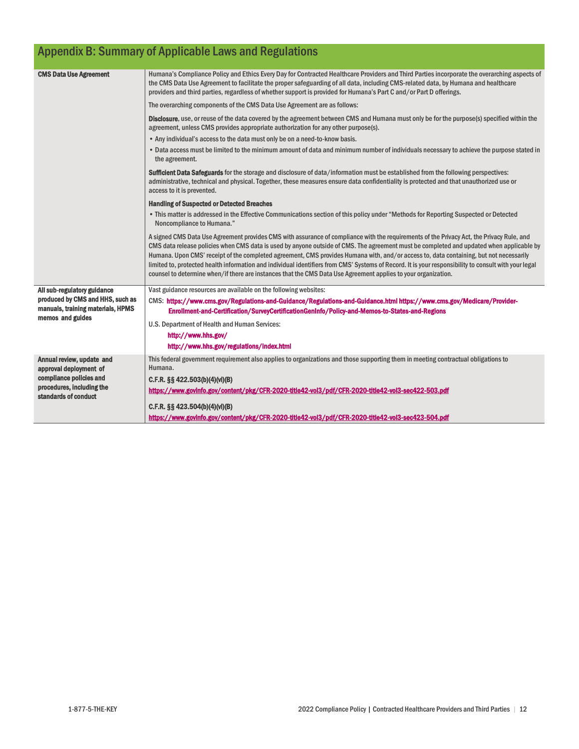# Appendix B: Summary of Applicable Laws and Regulations

| | |
|---|---|
| **CMS Data Use Agreement** | Humana's Compliance Policy and Ethics Every Day for Contracted Healthcare Providers and Third Parties incorporate the overarching aspects of the CMS Data Use Agreement to facilitate the proper safeguarding of all data, including CMS-related data, by Humana and healthcare providers and third parties, regardless of whether support is provided for Humana's Part C and/or Part D offerings.<br><br>The overarching components of the CMS Data Use Agreement are as follows:<br><br>**Disclosure**, use, or reuse of the data covered by the agreement between CMS and Humana must only be for the purpose(s) specified within the agreement, unless CMS provides appropriate authorization for any other purpose(s).<br>• Any individual's access to the data must only be on a need-to-know basis.<br>• Data access must be limited to the minimum amount of data and minimum number of individuals necessary to achieve the purpose stated in the agreement.<br><br>**Sufficient Data Safeguards** for the storage and disclosure of data/information must be established from the following perspectives: administrative, technical and physical. Together, these measures ensure data confidentiality is protected and that unauthorized use or access to it is prevented.<br><br>**Handling of Suspected or Detected Breaches**<br>• This matter is addressed in the Effective Communications section of this policy under "Methods for Reporting Suspected or Detected Noncompliance to Humana."<br><br>A signed CMS Data Use Agreement provides CMS with assurance of compliance with the requirements of the Privacy Act, the Privacy Rule, and CMS data release policies when CMS data is used by anyone outside of CMS. The agreement must be completed and updated when applicable by Humana. Upon CMS' receipt of the completed agreement, CMS provides Humana with, and/or access to, data containing, but not necessarily limited to, protected health information and individual identifiers from CMS' Systems of Record. It is your responsibility to consult with your legal counsel to determine when/if there are instances that the CMS Data Use Agreement applies to your organization. |
| **All sub-regulatory guidance produced by CMS and HHS, such as manuals, training materials, HPMS memos and guides** | Vast guidance resources are available on the following websites:<br>CMS: **https://www.cms.gov/Regulations-and-Guidance/Regulations-and-Guidance.html https://www.cms.gov/Medicare/Provider-Enrollment-and-Certification/SurveyCertificationGenInfo/Policy-and-Memos-to-States-and-Regions**<br><br>U.S. Department of Health and Human Services:<br>**http://www.hhs.gov/**<br>**http://www.hhs.gov/regulations/index.html** |
| **Annual review, update and approval deployment of compliance policies and procedures, including the standards of conduct** | This federal government requirement also applies to organizations and those supporting them in meeting contractual obligations to Humana.<br>**C.F.R. §§ 422.503(b)(4)(vi)(B)**<br>**https://www.govinfo.gov/content/pkg/CFR-2020-title42-vol3/pdf/CFR-2020-title42-vol3-sec422-503.pdf**<br><br>**C.F.R. §§ 423.504(b)(4)(vi)(B)**<br>**https://www.govinfo.gov/content/pkg/CFR-2020-title42-vol3/pdf/CFR-2020-title42-vol3-sec423-504.pdf** |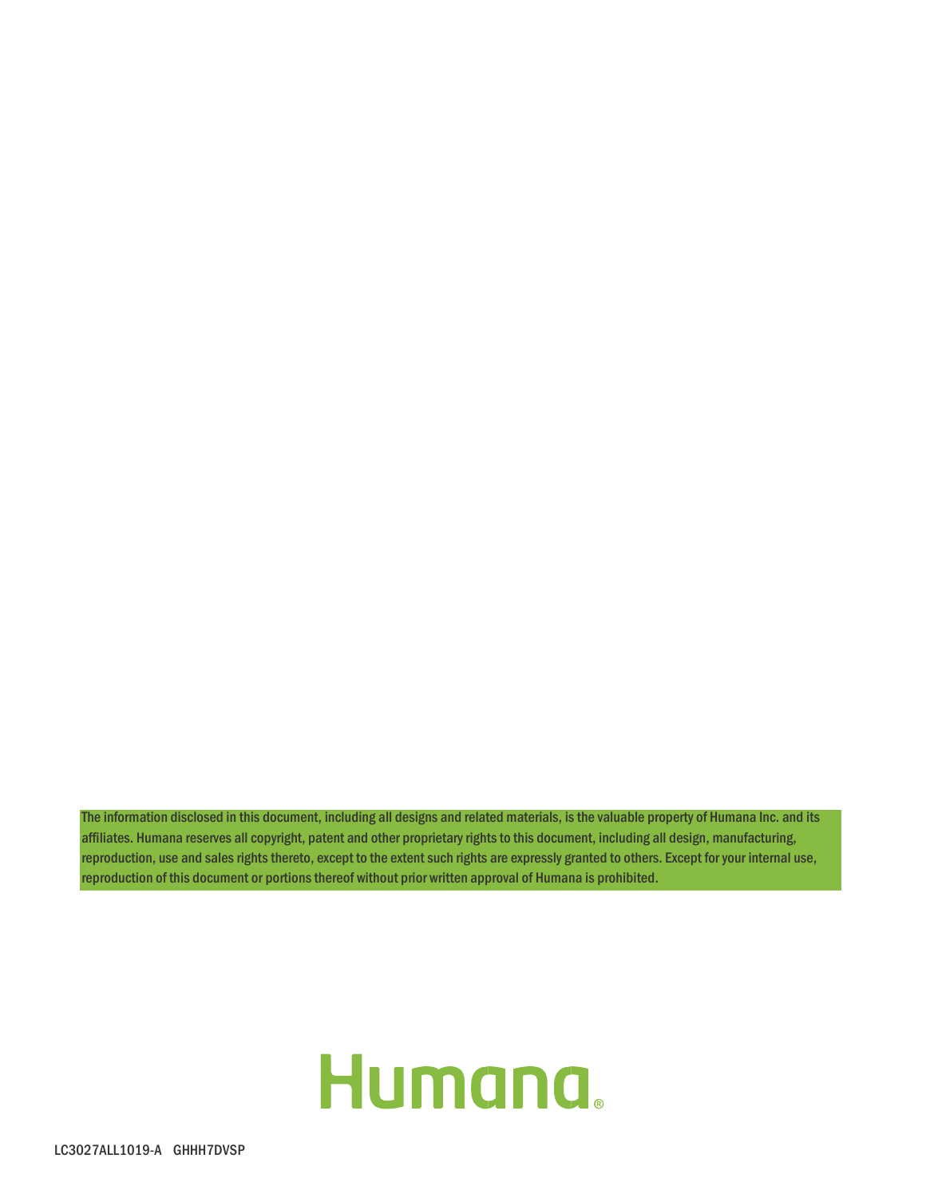The information disclosed in this document, including all designs and related materials, is the valuable property of Humana Inc. and its affiliates. Humana reserves all copyright, patent and other proprietary rights to this document, including all design, manufacturing, reproduction, use and sales rights thereto, except to the extent such rights are expressly granted to others. Except for your internal use, reproduction of this document or portions thereof without prior written approval of Humana is prohibited.

Humana.

LC3027ALL1019-A GHHH7DVSP